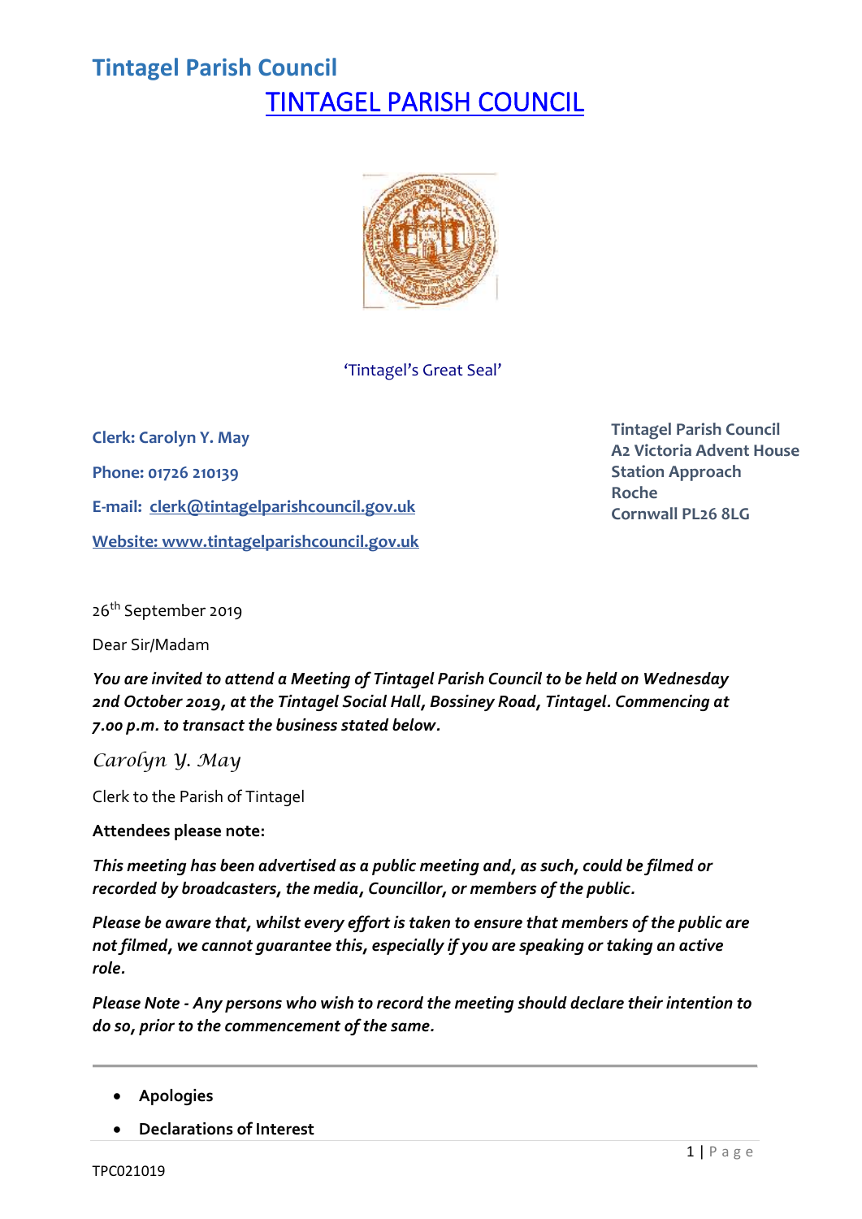# Tintagel Parish Council

## TINTAGEL PARISH COUNCIL

'Tintagel's Great Seal'

**Clerk: Carolyn Y. May**

**Phone: 01726 210139**

**E-mail: clerk@tintagelparishcouncil.gov.uk**

**Website: www.tintagelparishcouncil.gov.uk**

**Tintagel Parish Council**
**A2 Victoria Advent House**
**Station Approach**
**Roche**
**Cornwall PL26 8LG**

26th September 2019

Dear Sir/Madam

***You are invited to attend a Meeting of Tintagel Parish Council to be held on Wednesday 2nd October 2019, at the Tintagel Social Hall, Bossiney Road, Tintagel. Commencing at 7.00 p.m. to transact the business stated below.***

*Carolyn Y. May*

Clerk to the Parish of Tintagel

**Attendees please note:**

***This meeting has been advertised as a public meeting and, as such, could be filmed or recorded by broadcasters, the media, Councillor, or members of the public.***

***Please be aware that, whilst every effort is taken to ensure that members of the public are not filmed, we cannot guarantee this, especially if you are speaking or taking an active role.***

***Please Note - Any persons who wish to record the meeting should declare their intention to do so, prior to the commencement of the same.***

---

- **Apologies**
- **Declarations of Interest**

TPC021019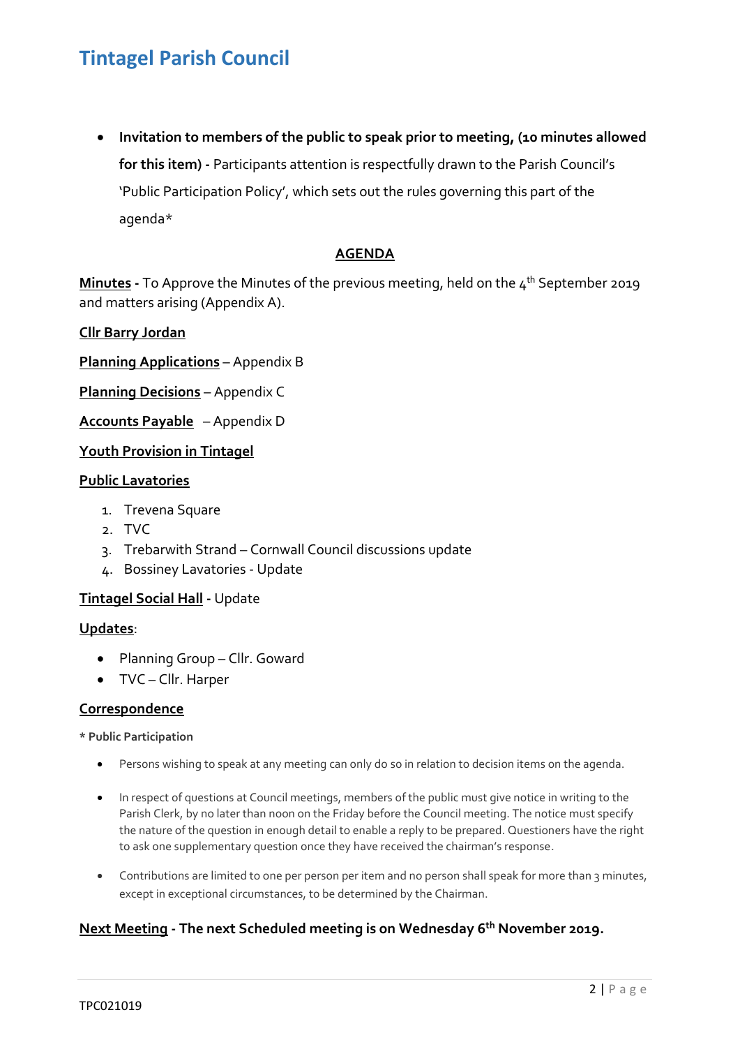- **Invitation to members of the public to speak prior to meeting, (10 minutes allowed for this item) -** Participants attention is respectfully drawn to the Parish Council's 'Public Participation Policy', which sets out the rules governing this part of the agenda*

## AGENDA

**Minutes -** To Approve the Minutes of the previous meeting, held on the 4th September 2019 and matters arising (Appendix A).

**Cllr Barry Jordan**

**Planning Applications** – Appendix B

**Planning Decisions** – Appendix C

**Accounts Payable** – Appendix D

**Youth Provision in Tintagel**

**Public Lavatories**

1. Trevena Square
2. TVC
3. Trebarwith Strand – Cornwall Council discussions update
4. Bossiney Lavatories - Update

**Tintagel Social Hall -** Update

**Updates**:

- Planning Group – Cllr. Goward
- TVC – Cllr. Harper

**Correspondence**

**\* Public Participation**

- Persons wishing to speak at any meeting can only do so in relation to decision items on the agenda.
- In respect of questions at Council meetings, members of the public must give notice in writing to the Parish Clerk, by no later than noon on the Friday before the Council meeting. The notice must specify the nature of the question in enough detail to enable a reply to be prepared. Questioners have the right to ask one supplementary question once they have received the chairman's response.
- Contributions are limited to one per person per item and no person shall speak for more than 3 minutes, except in exceptional circumstances, to be determined by the Chairman.

**Next Meeting - The next Scheduled meeting is on Wednesday 6th November 2019.**

TPC021019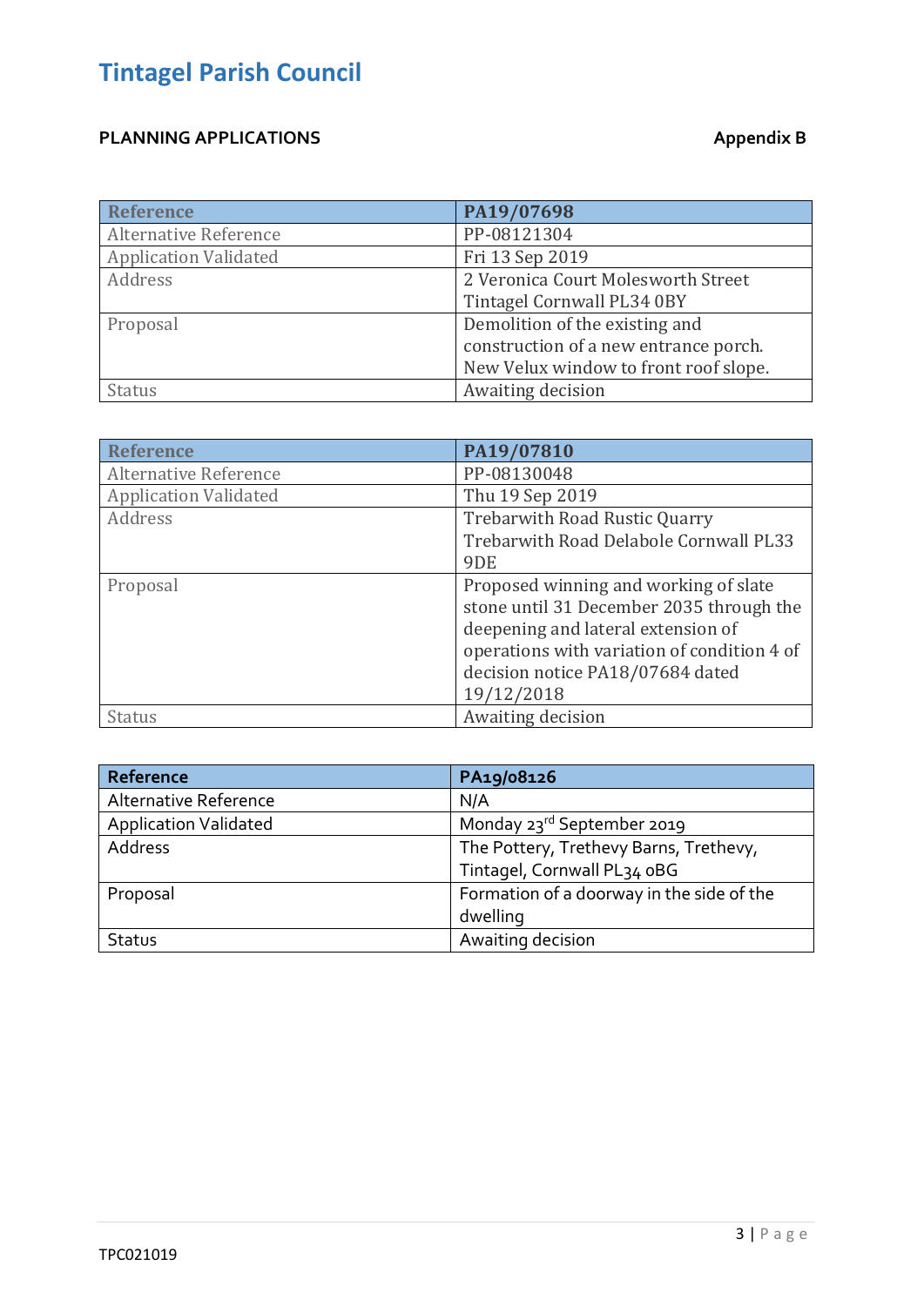# Tintagel Parish Council

**PLANNING APPLICATIONS** **Appendix B**

| Reference | PA19/07698 |
|---|---|
| Alternative Reference | PP-08121304 |
| Application Validated | Fri 13 Sep 2019 |
| Address | 2 Veronica Court Molesworth Street Tintagel Cornwall PL34 0BY |
| Proposal | Demolition of the existing and construction of a new entrance porch. New Velux window to front roof slope. |
| Status | Awaiting decision |

| Reference | PA19/07810 |
|---|---|
| Alternative Reference | PP-08130048 |
| Application Validated | Thu 19 Sep 2019 |
| Address | Trebarwith Road Rustic Quarry Trebarwith Road Delabole Cornwall PL33 9DE |
| Proposal | Proposed winning and working of slate stone until 31 December 2035 through the deepening and lateral extension of operations with variation of condition 4 of decision notice PA18/07684 dated 19/12/2018 |
| Status | Awaiting decision |

| Reference | PA19/08126 |
|---|---|
| Alternative Reference | N/A |
| Application Validated | Monday 23rd September 2019 |
| Address | The Pottery, Trethevy Barns, Trethevy, Tintagel, Cornwall PL34 0BG |
| Proposal | Formation of a doorway in the side of the dwelling |
| Status | Awaiting decision |

TPC021019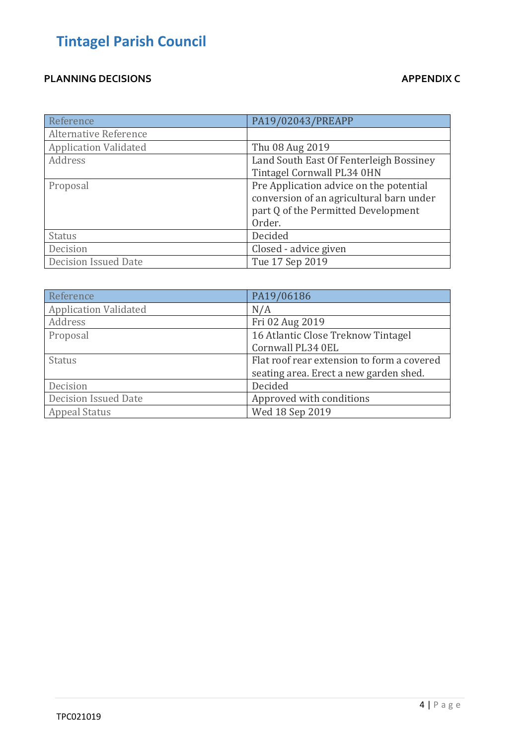# Tintagel Parish Council

**PLANNING DECISIONS** **APPENDIX C**

| Reference | PA19/02043/PREAPP |
|---|---|
| Alternative Reference | |
| Application Validated | Thu 08 Aug 2019 |
| Address | Land South East Of Fenterleigh Bossiney Tintagel Cornwall PL34 0HN |
| Proposal | Pre Application advice on the potential conversion of an agricultural barn under part Q of the Permitted Development Order. |
| Status | Decided |
| Decision | Closed - advice given |
| Decision Issued Date | Tue 17 Sep 2019 |

| Reference | PA19/06186 |
|---|---|
| Application Validated | N/A |
| Address | Fri 02 Aug 2019 |
| Proposal | 16 Atlantic Close Treknow Tintagel Cornwall PL34 0EL |
| Status | Flat roof rear extension to form a covered seating area. Erect a new garden shed. |
| Decision | Decided |
| Decision Issued Date | Approved with conditions |
| Appeal Status | Wed 18 Sep 2019 |

TPC021019